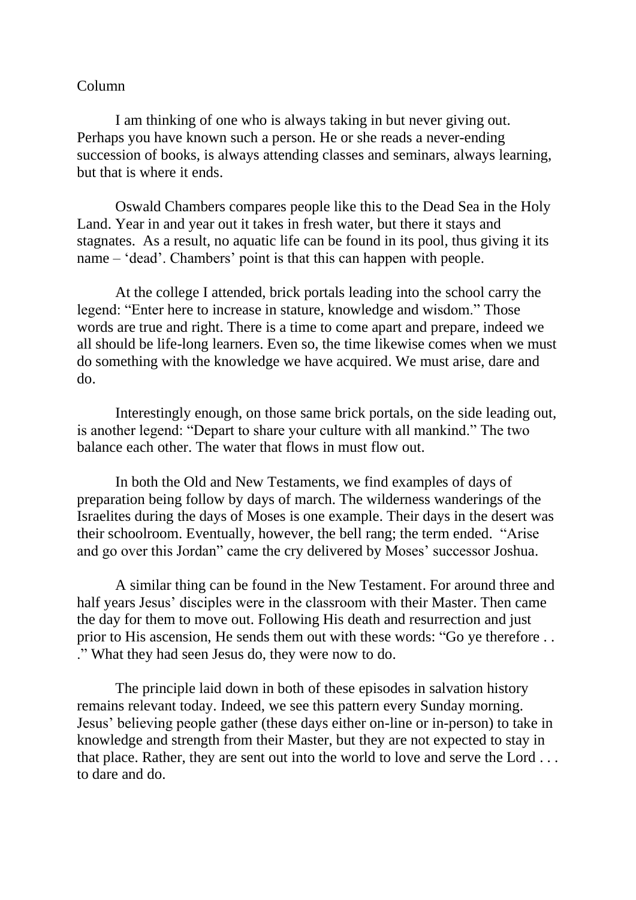Column

I am thinking of one who is always taking in but never giving out. Perhaps you have known such a person. He or she reads a never-ending succession of books, is always attending classes and seminars, always learning, but that is where it ends.

Oswald Chambers compares people like this to the Dead Sea in the Holy Land. Year in and year out it takes in fresh water, but there it stays and stagnates. As a result, no aquatic life can be found in its pool, thus giving it its name – 'dead'. Chambers' point is that this can happen with people.

At the college I attended, brick portals leading into the school carry the legend: "Enter here to increase in stature, knowledge and wisdom." Those words are true and right. There is a time to come apart and prepare, indeed we all should be life-long learners. Even so, the time likewise comes when we must do something with the knowledge we have acquired. We must arise, dare and do.

Interestingly enough, on those same brick portals, on the side leading out, is another legend: "Depart to share your culture with all mankind." The two balance each other. The water that flows in must flow out.

In both the Old and New Testaments, we find examples of days of preparation being follow by days of march. The wilderness wanderings of the Israelites during the days of Moses is one example. Their days in the desert was their schoolroom. Eventually, however, the bell rang; the term ended. "Arise and go over this Jordan" came the cry delivered by Moses' successor Joshua.

A similar thing can be found in the New Testament. For around three and half years Jesus' disciples were in the classroom with their Master. Then came the day for them to move out. Following His death and resurrection and just prior to His ascension, He sends them out with these words: "Go ye therefore . . ." What they had seen Jesus do, they were now to do.

The principle laid down in both of these episodes in salvation history remains relevant today. Indeed, we see this pattern every Sunday morning. Jesus' believing people gather (these days either on-line or in-person) to take in knowledge and strength from their Master, but they are not expected to stay in that place. Rather, they are sent out into the world to love and serve the Lord . . . to dare and do.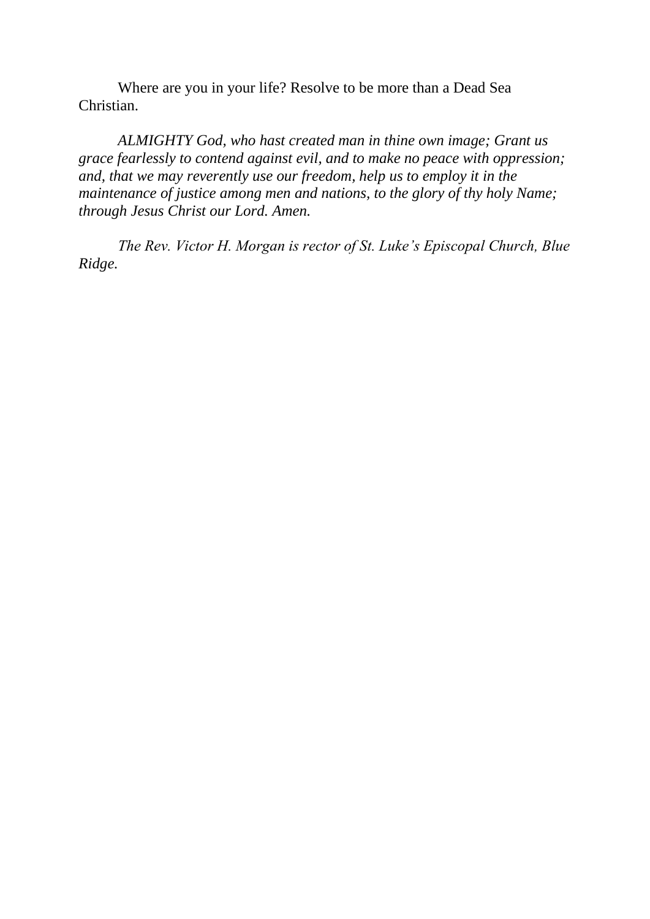Where are you in your life? Resolve to be more than a Dead Sea Christian.

*ALMIGHTY God, who hast created man in thine own image; Grant us grace fearlessly to contend against evil, and to make no peace with oppression; and, that we may reverently use our freedom, help us to employ it in the maintenance of justice among men and nations, to the glory of thy holy Name; through Jesus Christ our Lord. Amen.*

*The Rev. Victor H. Morgan is rector of St. Luke's Episcopal Church, Blue Ridge.*